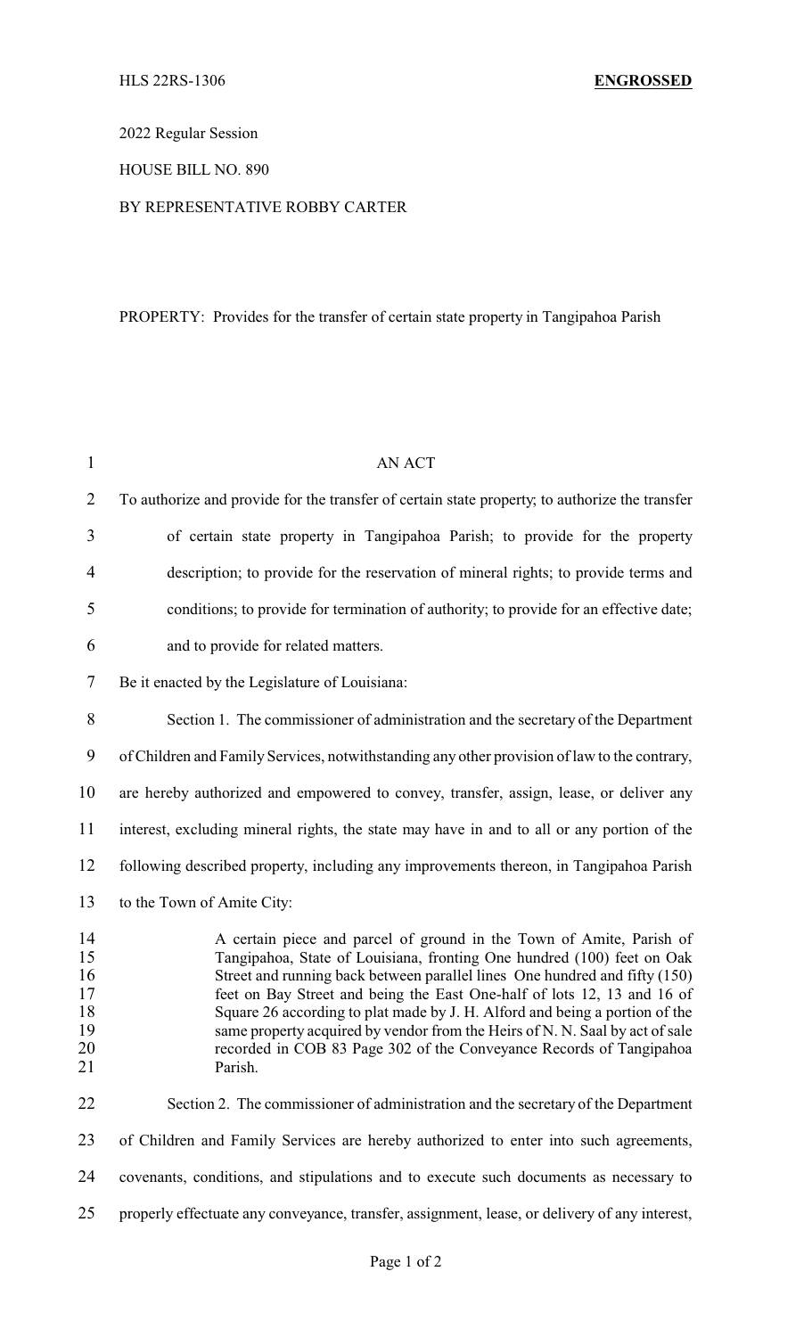HLS 22RS-1306 **ENGROSSED**

2022 Regular Session

HOUSE BILL NO. 890

BY REPRESENTATIVE ROBBY CARTER

PROPERTY: Provides for the transfer of certain state property in Tangipahoa Parish

AN ACT

To authorize and provide for the transfer of certain state property; to authorize the transfer of certain state property in Tangipahoa Parish; to provide for the property description; to provide for the reservation of mineral rights; to provide terms and conditions; to provide for termination of authority; to provide for an effective date; and to provide for related matters.

Be it enacted by the Legislature of Louisiana:

Section 1. The commissioner of administration and the secretary of the Department of Children and Family Services, notwithstanding any other provision of law to the contrary, are hereby authorized and empowered to convey, transfer, assign, lease, or deliver any interest, excluding mineral rights, the state may have in and to all or any portion of the following described property, including any improvements thereon, in Tangipahoa Parish to the Town of Amite City:

> A certain piece and parcel of ground in the Town of Amite, Parish of Tangipahoa, State of Louisiana, fronting One hundred (100) feet on Oak Street and running back between parallel lines One hundred and fifty (150) feet on Bay Street and being the East One-half of lots 12, 13 and 16 of Square 26 according to plat made by J. H. Alford and being a portion of the same property acquired by vendor from the Heirs of N. N. Saal by act of sale recorded in COB 83 Page 302 of the Conveyance Records of Tangipahoa Parish.

Section 2. The commissioner of administration and the secretary of the Department of Children and Family Services are hereby authorized to enter into such agreements, covenants, conditions, and stipulations and to execute such documents as necessary to properly effectuate any conveyance, transfer, assignment, lease, or delivery of any interest,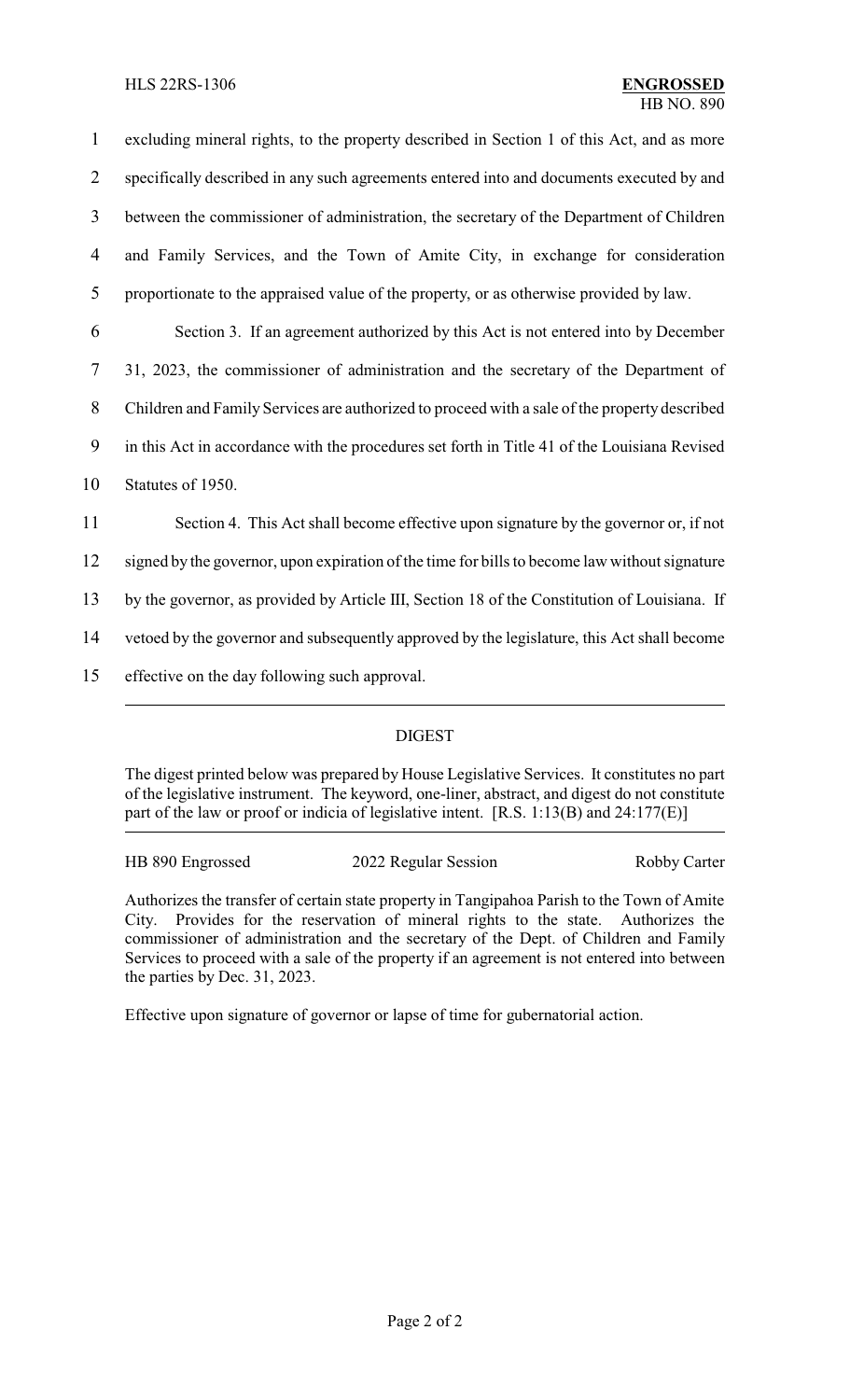excluding mineral rights, to the property described in Section 1 of this Act, and as more specifically described in any such agreements entered into and documents executed by and between the commissioner of administration, the secretary of the Department of Children and Family Services, and the Town of Amite City, in exchange for consideration proportionate to the appraised value of the property, or as otherwise provided by law.

Section 3. If an agreement authorized by this Act is not entered into by December 31, 2023, the commissioner of administration and the secretary of the Department of Children and Family Services are authorized to proceed with a sale of the property described in this Act in accordance with the procedures set forth in Title 41 of the Louisiana Revised Statutes of 1950.

Section 4. This Act shall become effective upon signature by the governor or, if not signed by the governor, upon expiration of the time for bills to become law without signature by the governor, as provided by Article III, Section 18 of the Constitution of Louisiana. If vetoed by the governor and subsequently approved by the legislature, this Act shall become effective on the day following such approval.

---

## DIGEST

The digest printed below was prepared by House Legislative Services. It constitutes no part of the legislative instrument. The keyword, one-liner, abstract, and digest do not constitute part of the law or proof or indicia of legislative intent. [R.S. 1:13(B) and 24:177(E)]

HB 890 Engrossed — 2022 Regular Session — Robby Carter

Authorizes the transfer of certain state property in Tangipahoa Parish to the Town of Amite City. Provides for the reservation of mineral rights to the state. Authorizes the commissioner of administration and the secretary of the Dept. of Children and Family Services to proceed with a sale of the property if an agreement is not entered into between the parties by Dec. 31, 2023.

Effective upon signature of governor or lapse of time for gubernatorial action.